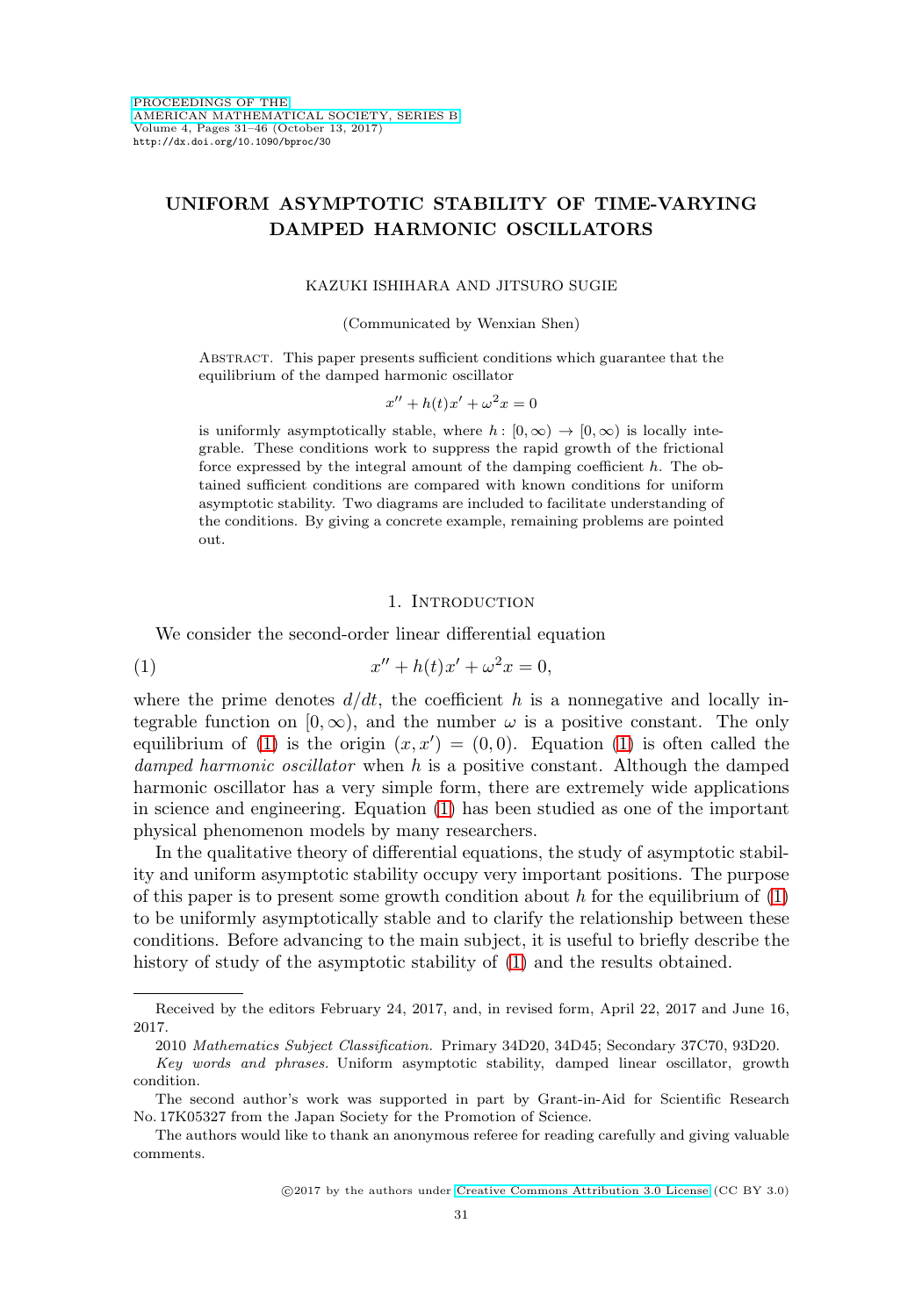# UNIFORM ASYMPTOTIC STABILITY OF TIME-VARYING DAMPED HARMONIC OSCILLATORS

KAZUKI ISHIHARA AND JITSURO SUGIE

(Communicated by Wenxian Shen)

Abstract. This paper presents sufficient conditions which guarantee that the equilibrium of the damped harmonic oscillator

$$x'' + h(t)x' + \omega^2 x = 0$$

is uniformly asymptotically stable, where $h\colon [0,\infty) \to [0,\infty)$ is locally integrable. These conditions work to suppress the rapid growth of the frictional force expressed by the integral amount of the damping coefficient $h$. The obtained sufficient conditions are compared with known conditions for uniform asymptotic stability. Two diagrams are included to facilitate understanding of the conditions. By giving a concrete example, remaining problems are pointed out.

## 1. Introduction

We consider the second-order linear differential equation

$$x'' + h(t)x' + \omega^2 x = 0, \tag{1}$$

where the prime denotes $d/dt$, the coefficient $h$ is a nonnegative and locally integrable function on $[0,\infty)$, and the number $\omega$ is a positive constant. The only equilibrium of (1) is the origin $(x, x') = (0, 0)$. Equation (1) is often called the *damped harmonic oscillator* when $h$ is a positive constant. Although the damped harmonic oscillator has a very simple form, there are extremely wide applications in science and engineering. Equation (1) has been studied as one of the important physical phenomenon models by many researchers.

In the qualitative theory of differential equations, the study of asymptotic stability and uniform asymptotic stability occupy very important positions. The purpose of this paper is to present some growth condition about $h$ for the equilibrium of (1) to be uniformly asymptotically stable and to clarify the relationship between these conditions. Before advancing to the main subject, it is useful to briefly describe the history of study of the asymptotic stability of (1) and the results obtained.

---

Received by the editors February 24, 2017, and, in revised form, April 22, 2017 and June 16, 2017.

2010 *Mathematics Subject Classification.* Primary 34D20, 34D45; Secondary 37C70, 93D20.

*Key words and phrases.* Uniform asymptotic stability, damped linear oscillator, growth condition.

The second author's work was supported in part by Grant-in-Aid for Scientific Research No. 17K05327 from the Japan Society for the Promotion of Science.

The authors would like to thank an anonymous referee for reading carefully and giving valuable comments.

©2017 by the authors under Creative Commons Attribution 3.0 License (CC BY 3.0)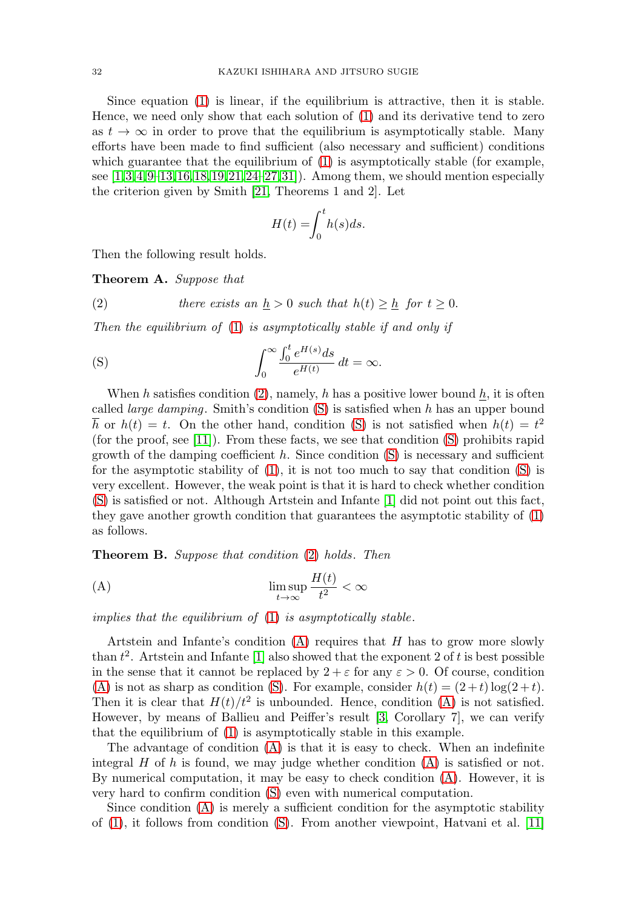Since equation (1) is linear, if the equilibrium is attractive, then it is stable. Hence, we need only show that each solution of (1) and its derivative tend to zero as $t \to \infty$ in order to prove that the equilibrium is asymptotically stable. Many efforts have been made to find sufficient (also necessary and sufficient) conditions which guarantee that the equilibrium of (1) is asymptotically stable (for example, see [1,3,4,9–13,16,18,19,21,24–27,31]). Among them, we should mention especially the criterion given by Smith [21, Theorems 1 and 2]. Let

$$H(t) = \int_0^t h(s)ds.$$

Then the following result holds.

**Theorem A.** *Suppose that*

$$\text{(2)} \qquad \textit{there exists an } \underline{h} > 0 \textit{ such that } h(t) \geq \underline{h} \textit{ for } t \geq 0.$$

*Then the equilibrium of (1) is asymptotically stable if and only if*

$$\text{(S)} \qquad \int_0^\infty \frac{\int_0^t e^{H(s)}ds}{e^{H(t)}}\, dt = \infty.$$

When $h$ satisfies condition (2), namely, $h$ has a positive lower bound $\underline{h}$, it is often called *large damping*. Smith's condition (S) is satisfied when $h$ has an upper bound $\overline{h}$ or $h(t) = t$. On the other hand, condition (S) is not satisfied when $h(t) = t^2$ (for the proof, see [11]). From these facts, we see that condition (S) prohibits rapid growth of the damping coefficient $h$. Since condition (S) is necessary and sufficient for the asymptotic stability of (1), it is not too much to say that condition (S) is very excellent. However, the weak point is that it is hard to check whether condition (S) is satisfied or not. Although Artstein and Infante [1] did not point out this fact, they gave another growth condition that guarantees the asymptotic stability of (1) as follows.

**Theorem B.** *Suppose that condition (2) holds. Then*

$$\text{(A)} \qquad \limsup_{t\to\infty} \frac{H(t)}{t^2} < \infty$$

*implies that the equilibrium of (1) is asymptotically stable.*

Artstein and Infante's condition (A) requires that $H$ has to grow more slowly than $t^2$. Artstein and Infante [1] also showed that the exponent 2 of $t$ is best possible in the sense that it cannot be replaced by $2 + \varepsilon$ for any $\varepsilon > 0$. Of course, condition (A) is not as sharp as condition (S). For example, consider $h(t) = (2+t)\log(2+t)$. Then it is clear that $H(t)/t^2$ is unbounded. Hence, condition (A) is not satisfied. However, by means of Ballieu and Peiffer's result [3, Corollary 7], we can verify that the equilibrium of (1) is asymptotically stable in this example.

The advantage of condition (A) is that it is easy to check. When an indefinite integral $H$ of $h$ is found, we may judge whether condition (A) is satisfied or not. By numerical computation, it may be easy to check condition (A). However, it is very hard to confirm condition (S) even with numerical computation.

Since condition (A) is merely a sufficient condition for the asymptotic stability of (1), it follows from condition (S). From another viewpoint, Hatvani et al. [11]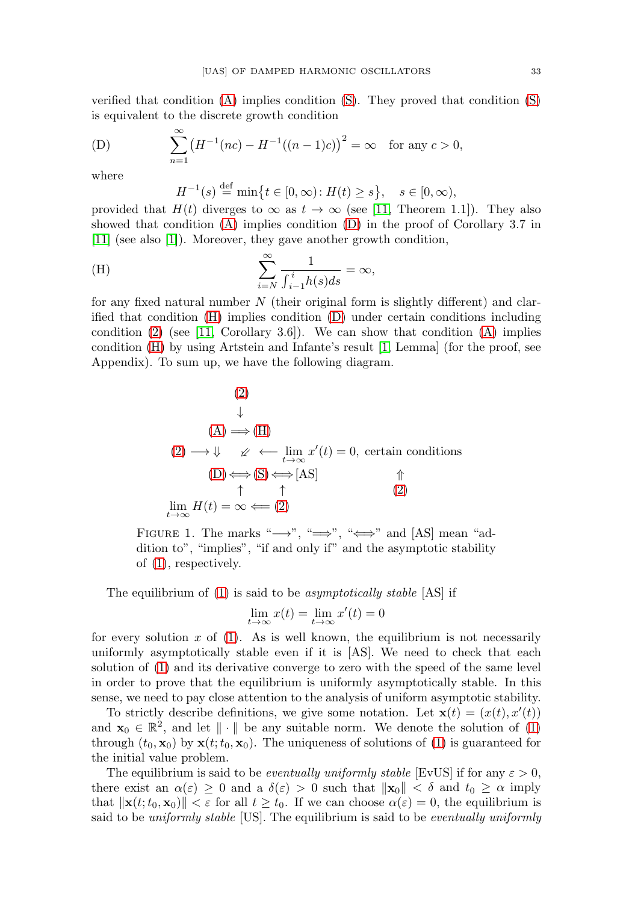verified that condition (A) implies condition (S). They proved that condition (S) is equivalent to the discrete growth condition

$$\text{(D)} \qquad \sum_{n=1}^{\infty} \left(H^{-1}(nc) - H^{-1}((n-1)c)\right)^2 = \infty \quad \text{for any } c > 0,$$

where

$$H^{-1}(s) \stackrel{\text{def}}{=} \min\{t \in [0,\infty) \colon H(t) \geq s\}, \quad s \in [0,\infty),$$

provided that $H(t)$ diverges to $\infty$ as $t \to \infty$ (see [11, Theorem 1.1]). They also showed that condition (A) implies condition (D) in the proof of Corollary 3.7 in [11] (see also [1]). Moreover, they gave another growth condition,

$$\text{(H)} \qquad \sum_{i=N}^{\infty} \frac{1}{\int_{i-1}^{i} h(s)ds} = \infty,$$

for any fixed natural number $N$ (their original form is slightly different) and clarified that condition (H) implies condition (D) under certain conditions including condition (2) (see [11, Corollary 3.6]). We can show that condition (A) implies condition (H) by using Artstein and Infante's result [1, Lemma] (for the proof, see Appendix). To sum up, we have the following diagram.

$$\begin{array}{ccccc}
 & (2) & & & \\
 & \downarrow & & & \\
 & \text{(A)} \Longrightarrow \text{(H)} & & & \\
(2) \longrightarrow & \Downarrow \quad \not\swarrow & \longleftarrow \lim_{t\to\infty} x'(t) = 0, & \text{certain conditions} & \\
 & \text{(D)} \Longleftrightarrow \text{(S)} \Longleftrightarrow \text{[AS]} & & \Uparrow & \\
 & \uparrow \qquad \uparrow & & (2) & \\
\lim_{t\to\infty} H(t) = \infty \Longleftarrow & (2) & & &
\end{array}$$

FIGURE 1. The marks "$\longrightarrow$", "$\Longrightarrow$", "$\Longleftrightarrow$" and [AS] mean "addition to", "implies", "if and only if" and the asymptotic stability of (1), respectively.

The equilibrium of (1) is said to be *asymptotically stable* [AS] if

$$\lim_{t\to\infty} x(t) = \lim_{t\to\infty} x'(t) = 0$$

for every solution $x$ of (1). As is well known, the equilibrium is not necessarily uniformly asymptotically stable even if it is [AS]. We need to check that each solution of (1) and its derivative converge to zero with the speed of the same level in order to prove that the equilibrium is uniformly asymptotically stable. In this sense, we need to pay close attention to the analysis of uniform asymptotic stability.

To strictly describe definitions, we give some notation. Let $\mathbf{x}(t) = (x(t), x'(t))$ and $\mathbf{x}_0 \in \mathbb{R}^2$, and let $\|\cdot\|$ be any suitable norm. We denote the solution of (1) through $(t_0, \mathbf{x}_0)$ by $\mathbf{x}(t; t_0, \mathbf{x}_0)$. The uniqueness of solutions of (1) is guaranteed for the initial value problem.

The equilibrium is said to be *eventually uniformly stable* [EvUS] if for any $\varepsilon > 0$, there exist an $\alpha(\varepsilon) \geq 0$ and a $\delta(\varepsilon) > 0$ such that $\|\mathbf{x}_0\| < \delta$ and $t_0 \geq \alpha$ imply that $\|\mathbf{x}(t; t_0, \mathbf{x}_0)\| < \varepsilon$ for all $t \geq t_0$. If we can choose $\alpha(\varepsilon) = 0$, the equilibrium is said to be *uniformly stable* [US]. The equilibrium is said to be *eventually uniformly*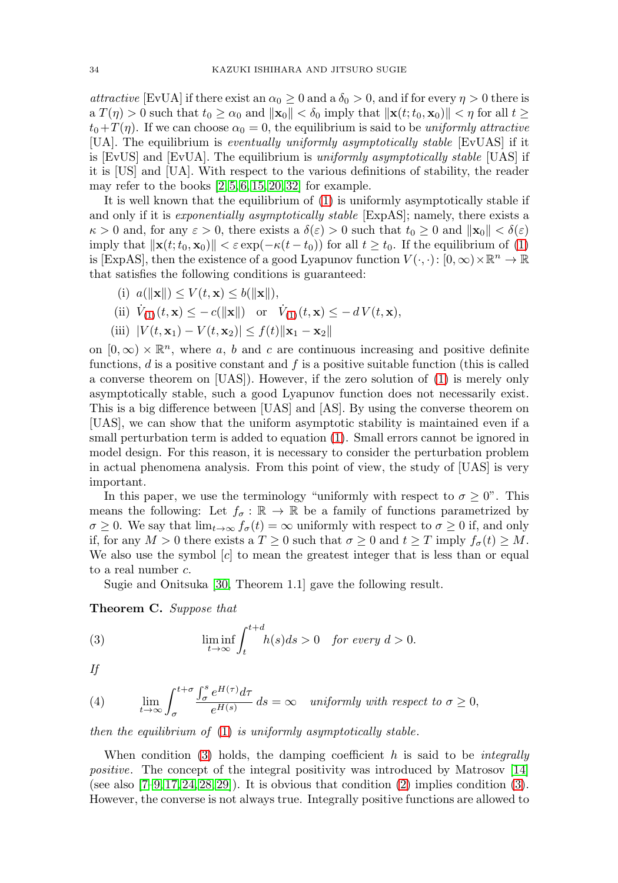*attractive* [EvUA] if there exist an $\alpha_0 \geq 0$ and a $\delta_0 > 0$, and if for every $\eta > 0$ there is a $T(\eta) > 0$ such that $t_0 \geq \alpha_0$ and $\|\mathbf{x}_0\| < \delta_0$ imply that $\|\mathbf{x}(t; t_0, \mathbf{x}_0)\| < \eta$ for all $t \geq t_0 + T(\eta)$. If we can choose $\alpha_0 = 0$, the equilibrium is said to be *uniformly attractive* [UA]. The equilibrium is *eventually uniformly asymptotically stable* [EvUAS] if it is [EvUS] and [EvUA]. The equilibrium is *uniformly asymptotically stable* [UAS] if it is [US] and [UA]. With respect to the various definitions of stability, the reader may refer to the books [2, 5, 6, 15, 20, 32] for example.

It is well known that the equilibrium of (1) is uniformly asymptotically stable if and only if it is *exponentially asymptotically stable* [ExpAS]; namely, there exists a $\kappa > 0$ and, for any $\varepsilon > 0$, there exists a $\delta(\varepsilon) > 0$ such that $t_0 \geq 0$ and $\|\mathbf{x}_0\| < \delta(\varepsilon)$ imply that $\|\mathbf{x}(t; t_0, \mathbf{x}_0)\| < \varepsilon \exp(-\kappa(t - t_0))$ for all $t \geq t_0$. If the equilibrium of (1) is [ExpAS], then the existence of a good Lyapunov function $V(\cdot, \cdot) \colon [0, \infty) \times \mathbb{R}^n \to \mathbb{R}$ that satisfies the following conditions is guaranteed:

(i) $a(\|\mathbf{x}\|) \leq V(t, \mathbf{x}) \leq b(\|\mathbf{x}\|)$,

(ii) $\dot{V}_{(1)}(t, \mathbf{x}) \leq -c(\|\mathbf{x}\|)$ or $\dot{V}_{(1)}(t, \mathbf{x}) \leq -d\, V(t, \mathbf{x})$,

(iii) $|V(t, \mathbf{x}_1) - V(t, \mathbf{x}_2)| \leq f(t)\|\mathbf{x}_1 - \mathbf{x}_2\|$

on $[0, \infty) \times \mathbb{R}^n$, where $a$, $b$ and $c$ are continuous increasing and positive definite functions, $d$ is a positive constant and $f$ is a positive suitable function (this is called a converse theorem on [UAS]). However, if the zero solution of (1) is merely only asymptotically stable, such a good Lyapunov function does not necessarily exist. This is a big difference between [UAS] and [AS]. By using the converse theorem on [UAS], we can show that the uniform asymptotic stability is maintained even if a small perturbation term is added to equation (1). Small errors cannot be ignored in model design. For this reason, it is necessary to consider the perturbation problem in actual phenomena analysis. From this point of view, the study of [UAS] is very important.

In this paper, we use the terminology "uniformly with respect to $\sigma \geq 0$". This means the following: Let $f_\sigma : \mathbb{R} \to \mathbb{R}$ be a family of functions parametrized by $\sigma \geq 0$. We say that $\lim_{t\to\infty} f_\sigma(t) = \infty$ uniformly with respect to $\sigma \geq 0$ if, and only if, for any $M > 0$ there exists a $T \geq 0$ such that $\sigma \geq 0$ and $t \geq T$ imply $f_\sigma(t) \geq M$. We also use the symbol $[c]$ to mean the greatest integer that is less than or equal to a real number $c$.

Sugie and Onitsuka [30, Theorem 1.1] gave the following result.

**Theorem C.** *Suppose that*

$$\liminf_{t\to\infty} \int_t^{t+d} h(s)ds > 0 \quad \textit{for every } d > 0. \tag{3}$$

*If*

$$\lim_{t\to\infty} \int_\sigma^{t+\sigma} \frac{\int_\sigma^s e^{H(\tau)} d\tau}{e^{H(s)}}\, ds = \infty \quad \textit{uniformly with respect to } \sigma \geq 0, \tag{4}$$

*then the equilibrium of* (1) *is uniformly asymptotically stable.*

When condition (3) holds, the damping coefficient $h$ is said to be *integrally positive*. The concept of the integral positivity was introduced by Matrosov [14] (see also [7–9, 17, 24, 28, 29]). It is obvious that condition (2) implies condition (3). However, the converse is not always true. Integrally positive functions are allowed to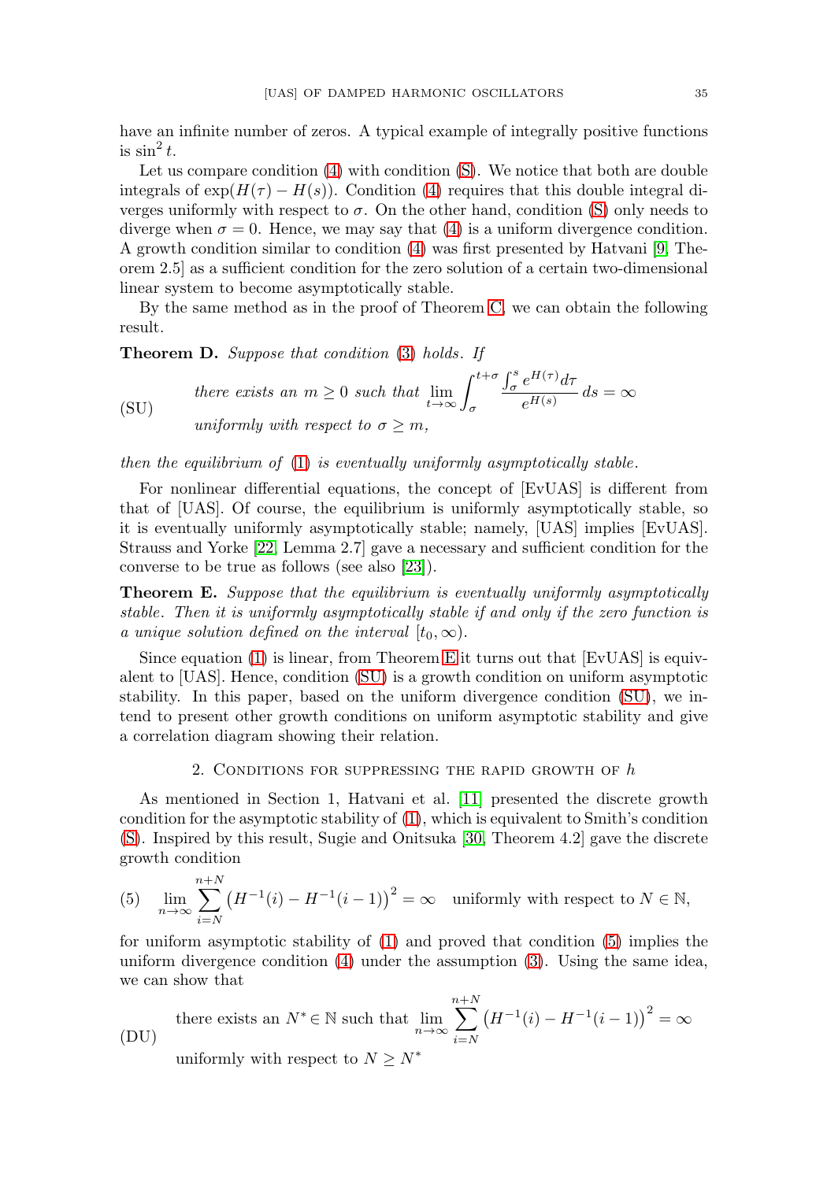have an infinite number of zeros. A typical example of integrally positive functions is $\sin^2 t$.

Let us compare condition (4) with condition (S). We notice that both are double integrals of $\exp(H(\tau) - H(s))$. Condition (4) requires that this double integral diverges uniformly with respect to $\sigma$. On the other hand, condition (S) only needs to diverge when $\sigma = 0$. Hence, we may say that (4) is a uniform divergence condition. A growth condition similar to condition (4) was first presented by Hatvani [9, Theorem 2.5] as a sufficient condition for the zero solution of a certain two-dimensional linear system to become asymptotically stable.

By the same method as in the proof of Theorem C, we can obtain the following result.

**Theorem D.** *Suppose that condition (3) holds. If*

$$\text{(SU)} \qquad \begin{array}{l} \textit{there exists an } m \geq 0 \textit{ such that } \displaystyle\lim_{t\to\infty} \int_\sigma^{t+\sigma} \frac{\int_\sigma^s e^{H(\tau)} d\tau}{e^{H(s)}}\, ds = \infty \\ \textit{uniformly with respect to } \sigma \geq m, \end{array}$$

*then the equilibrium of (1) is eventually uniformly asymptotically stable.*

For nonlinear differential equations, the concept of [EvUAS] is different from that of [UAS]. Of course, the equilibrium is uniformly asymptotically stable, so it is eventually uniformly asymptotically stable; namely, [UAS] implies [EvUAS]. Strauss and Yorke [22, Lemma 2.7] gave a necessary and sufficient condition for the converse to be true as follows (see also [23]).

**Theorem E.** *Suppose that the equilibrium is eventually uniformly asymptotically stable. Then it is uniformly asymptotically stable if and only if the zero function is a unique solution defined on the interval $[t_0, \infty)$.*

Since equation (1) is linear, from Theorem E it turns out that [EvUAS] is equivalent to [UAS]. Hence, condition (SU) is a growth condition on uniform asymptotic stability. In this paper, based on the uniform divergence condition (SU), we intend to present other growth conditions on uniform asymptotic stability and give a correlation diagram showing their relation.

## 2. Conditions for suppressing the rapid growth of $h$

As mentioned in Section 1, Hatvani et al. [11] presented the discrete growth condition for the asymptotic stability of (1), which is equivalent to Smith's condition (S). Inspired by this result, Sugie and Onitsuka [30, Theorem 4.2] gave the discrete growth condition

$$\text{(5)} \quad \lim_{n\to\infty} \sum_{i=N}^{n+N} \left(H^{-1}(i) - H^{-1}(i-1)\right)^2 = \infty \quad \text{uniformly with respect to } N \in \mathbb{N},$$

for uniform asymptotic stability of (1) and proved that condition (5) implies the uniform divergence condition (4) under the assumption (3). Using the same idea, we can show that

$$\text{(DU)} \qquad \begin{array}{l} \text{there exists an } N^* \in \mathbb{N} \text{ such that } \displaystyle\lim_{n\to\infty} \sum_{i=N}^{n+N} \left(H^{-1}(i) - H^{-1}(i-1)\right)^2 = \infty \\ \text{uniformly with respect to } N \geq N^* \end{array}$$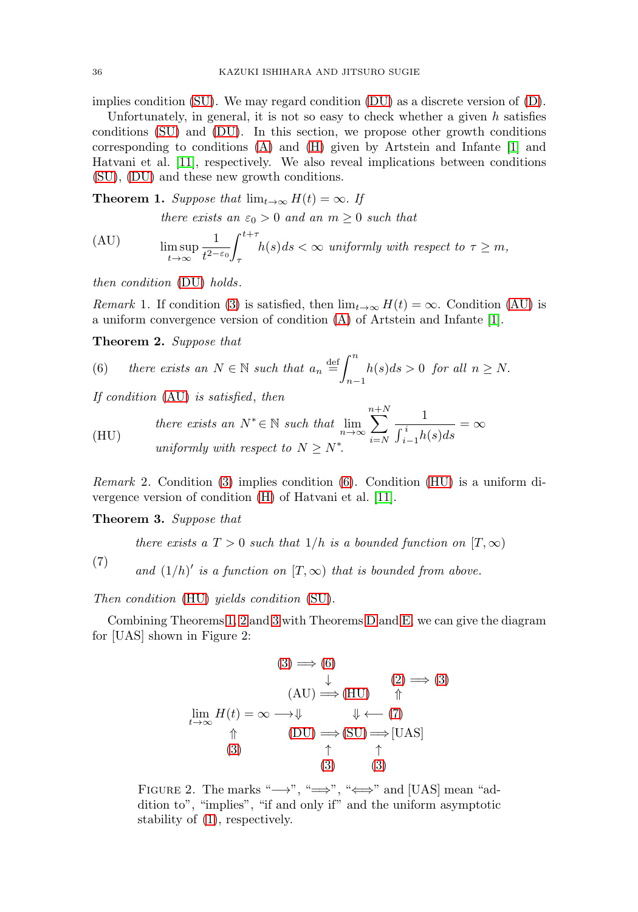implies condition (SU). We may regard condition (DU) as a discrete version of (D).

Unfortunately, in general, it is not so easy to check whether a given $h$ satisfies conditions (SU) and (DU). In this section, we propose other growth conditions corresponding to conditions (A) and (H) given by Artstein and Infante [1] and Hatvani et al. [11], respectively. We also reveal implications between conditions (SU), (DU) and these new growth conditions.

**Theorem 1.** *Suppose that* $\lim_{t\to\infty} H(t) = \infty$. *If*

$$\text{(AU)}\qquad \begin{aligned}&\text{there exists an } \varepsilon_0 > 0 \text{ and an } m \ge 0 \text{ such that}\\ &\limsup_{t\to\infty} \frac{1}{t^{2-\varepsilon_0}}\int_\tau^{t+\tau} h(s)ds < \infty \text{ uniformly with respect to } \tau \ge m,\end{aligned}$$

*then condition* (DU) *holds.*

*Remark* 1. If condition (3) is satisfied, then $\lim_{t\to\infty} H(t) = \infty$. Condition (AU) is a uniform convergence version of condition (A) of Artstein and Infante [1].

**Theorem 2.** *Suppose that*

$$\text{(6)}\qquad \text{there exists an } N \in \mathbb{N} \text{ such that } a_n \stackrel{\text{def}}{=} \int_{n-1}^{n} h(s)ds > 0 \text{ for all } n \ge N.$$

*If condition* (AU) *is satisfied, then*

$$\text{(HU)}\qquad \begin{aligned}&\text{there exists an } N^* \in \mathbb{N} \text{ such that } \lim_{n\to\infty} \sum_{i=N}^{n+N} \frac{1}{\int_{i-1}^{i} h(s)ds} = \infty\\ &\text{uniformly with respect to } N \ge N^*.\end{aligned}$$

*Remark* 2. Condition (3) implies condition (6). Condition (HU) is a uniform divergence version of condition (H) of Hatvani et al. [11].

**Theorem 3.** *Suppose that*

$$\text{(7)}\qquad \begin{aligned}&\text{there exists a } T > 0 \text{ such that } 1/h \text{ is a bounded function on } [T, \infty)\\ &\text{and } (1/h)' \text{ is a function on } [T, \infty) \text{ that is bounded from above.}\end{aligned}$$

*Then condition* (HU) *yields condition* (SU).

Combining Theorems 1, 2 and 3 with Theorems D and E, we can give the diagram for [UAS] shown in Figure 2:

$$\begin{array}{ccccccc}
 & & (3) \Longrightarrow (6) & & & & \\
 & & \quad\quad\ \downarrow & & (2) \Longrightarrow (3) & & \\
 & & \text{(AU)} \Longrightarrow \text{(HU)} & & \Uparrow & & \\
\lim_{t\to\infty} H(t) = \infty \longrightarrow\Downarrow & & & \Downarrow \longleftarrow & (7) & & \\
\Uparrow & & \text{(DU)} \Longrightarrow & \text{(SU)} \Longrightarrow & \text{[UAS]} & & \\
(3) & & \uparrow & & \uparrow & & \\
 & & (3) & & (3) & &
\end{array}$$

FIGURE 2. The marks "$\longrightarrow$", "$\Longrightarrow$", "$\Longleftrightarrow$" and [UAS] mean "addition to", "implies", "if and only if" and the uniform asymptotic stability of (1), respectively.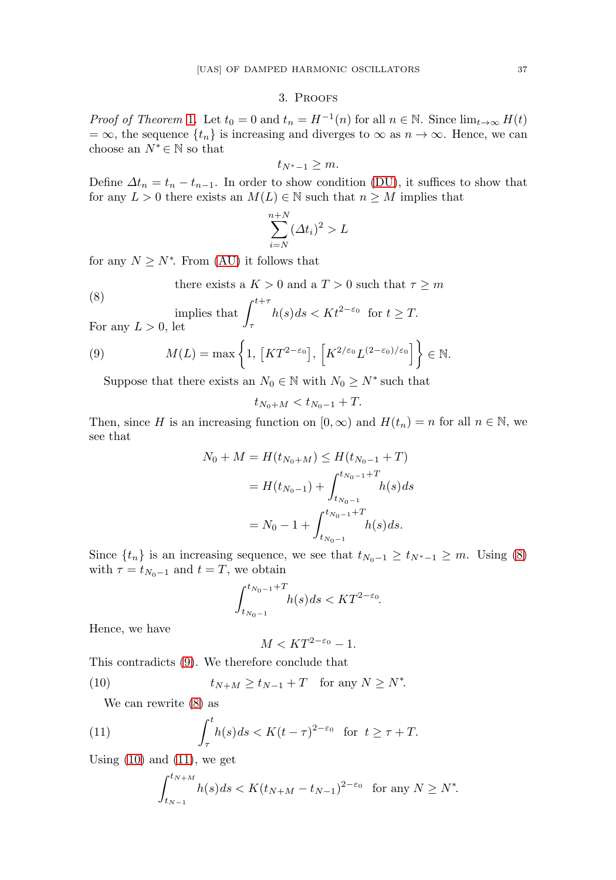## 3. Proofs

*Proof of Theorem 1.* Let $t_0 = 0$ and $t_n = H^{-1}(n)$ for all $n \in \mathbb{N}$. Since $\lim_{t\to\infty} H(t) = \infty$, the sequence $\{t_n\}$ is increasing and diverges to $\infty$ as $n \to \infty$. Hence, we can choose an $N^* \in \mathbb{N}$ so that

$$t_{N^*-1} \geq m.$$

Define $\Delta t_n = t_n - t_{n-1}$. In order to show condition (DU), it suffices to show that for any $L > 0$ there exists an $M(L) \in \mathbb{N}$ such that $n \geq M$ implies that

$$\sum_{i=N}^{n+N} (\Delta t_i)^2 > L$$

for any $N \geq N^*$. From (AU) it follows that

$$\text{there exists a } K > 0 \text{ and a } T > 0 \text{ such that } \tau \geq m \tag{8}$$
$$\text{implies that } \int_\tau^{t+\tau} h(s)ds < Kt^{2-\varepsilon_0} \ \text{ for } t \geq T.$$

For any $L > 0$, let

$$M(L) = \max\left\{1,\, \left[KT^{2-\varepsilon_0}\right],\, \left[K^{2/\varepsilon_0} L^{(2-\varepsilon_0)/\varepsilon_0}\right]\right\} \in \mathbb{N}. \tag{9}$$

Suppose that there exists an $N_0 \in \mathbb{N}$ with $N_0 \geq N^*$ such that

$$t_{N_0+M} < t_{N_0-1} + T.$$

Then, since $H$ is an increasing function on $[0, \infty)$ and $H(t_n) = n$ for all $n \in \mathbb{N}$, we see that

$$\begin{aligned}
N_0 + M = H(t_{N_0+M}) &\leq H(t_{N_0-1} + T) \\
&= H(t_{N_0-1}) + \int_{t_{N_0-1}}^{t_{N_0-1}+T} h(s)ds \\
&= N_0 - 1 + \int_{t_{N_0-1}}^{t_{N_0-1}+T} h(s)ds.
\end{aligned}$$

Since $\{t_n\}$ is an increasing sequence, we see that $t_{N_0-1} \geq t_{N^*-1} \geq m$. Using (8) with $\tau = t_{N_0-1}$ and $t = T$, we obtain

$$\int_{t_{N_0-1}}^{t_{N_0-1}+T} h(s)ds < KT^{2-\varepsilon_0}.$$

Hence, we have

$$M < KT^{2-\varepsilon_0} - 1.$$

This contradicts (9). We therefore conclude that

$$t_{N+M} \geq t_{N-1} + T \quad \text{for any } N \geq N^*. \tag{10}$$

We can rewrite (8) as

$$\int_\tau^t h(s)ds < K(t-\tau)^{2-\varepsilon_0} \ \text{ for } \ t \geq \tau + T. \tag{11}$$

Using (10) and (11), we get

$$\int_{t_{N-1}}^{t_{N+M}} h(s)ds < K(t_{N+M} - t_{N-1})^{2-\varepsilon_0} \ \text{ for any } N \geq N^*.$$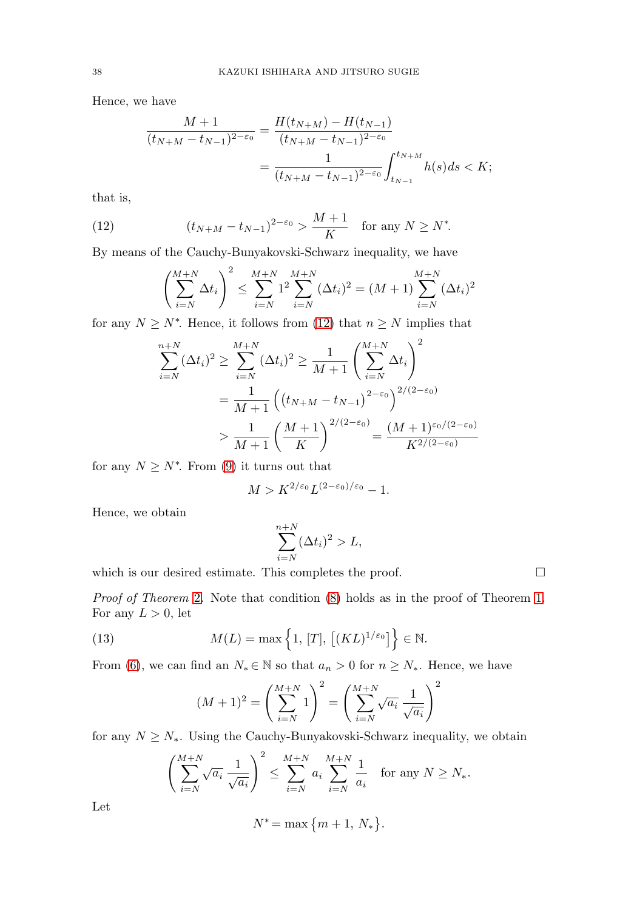Hence, we have

$$\begin{aligned}\frac{M+1}{(t_{N+M}-t_{N-1})^{2-\varepsilon_0}} &= \frac{H(t_{N+M})-H(t_{N-1})}{(t_{N+M}-t_{N-1})^{2-\varepsilon_0}} \\ &= \frac{1}{(t_{N+M}-t_{N-1})^{2-\varepsilon_0}}\int_{t_{N-1}}^{t_{N+M}} h(s)ds < K;\end{aligned}$$

that is,

$$(t_{N+M}-t_{N-1})^{2-\varepsilon_0} > \frac{M+1}{K} \quad \text{for any } N \geq N^*. \tag{12}$$

By means of the Cauchy-Bunyakovski-Schwarz inequality, we have

$$\left(\sum_{i=N}^{M+N} \Delta t_i\right)^2 \leq \sum_{i=N}^{M+N} 1^2 \sum_{i=N}^{M+N} (\Delta t_i)^2 = (M+1)\sum_{i=N}^{M+N} (\Delta t_i)^2$$

for any $N \geq N^*$. Hence, it follows from (12) that $n \geq N$ implies that

$$\begin{aligned}\sum_{i=N}^{n+N} (\Delta t_i)^2 \geq \sum_{i=N}^{M+N} (\Delta t_i)^2 &\geq \frac{1}{M+1}\left(\sum_{i=N}^{M+N} \Delta t_i\right)^2 \\ &= \frac{1}{M+1}\left(\left(t_{N+M}-t_{N-1}\right)^{2-\varepsilon_0}\right)^{2/(2-\varepsilon_0)} \\ &> \frac{1}{M+1}\left(\frac{M+1}{K}\right)^{2/(2-\varepsilon_0)} = \frac{(M+1)^{\varepsilon_0/(2-\varepsilon_0)}}{K^{2/(2-\varepsilon_0)}}\end{aligned}$$

for any $N \geq N^*$. From (9) it turns out that

$$M > K^{2/\varepsilon_0} L^{(2-\varepsilon_0)/\varepsilon_0} - 1.$$

Hence, we obtain

$$\sum_{i=N}^{n+N} (\Delta t_i)^2 > L,$$

which is our desired estimate. This completes the proof. □

*Proof of Theorem* 2. Note that condition (8) holds as in the proof of Theorem 1. For any $L > 0$, let

$$M(L) = \max\left\{1,\ [T],\ \left[(KL)^{1/\varepsilon_0}\right]\right\} \in \mathbb{N}. \tag{13}$$

From (6), we can find an $N_* \in \mathbb{N}$ so that $a_n > 0$ for $n \geq N_*$. Hence, we have

$$(M+1)^2 = \left(\sum_{i=N}^{M+N} 1\right)^2 = \left(\sum_{i=N}^{M+N} \sqrt{a_i}\,\frac{1}{\sqrt{a_i}}\right)^2$$

for any $N \geq N_*$. Using the Cauchy-Bunyakovski-Schwarz inequality, we obtain

$$\left(\sum_{i=N}^{M+N} \sqrt{a_i}\,\frac{1}{\sqrt{a_i}}\right)^2 \leq \sum_{i=N}^{M+N} a_i \sum_{i=N}^{M+N} \frac{1}{a_i} \quad \text{for any } N \geq N_*.$$

Let

$$N^* = \max\left\{m+1,\ N_*\right\}.$$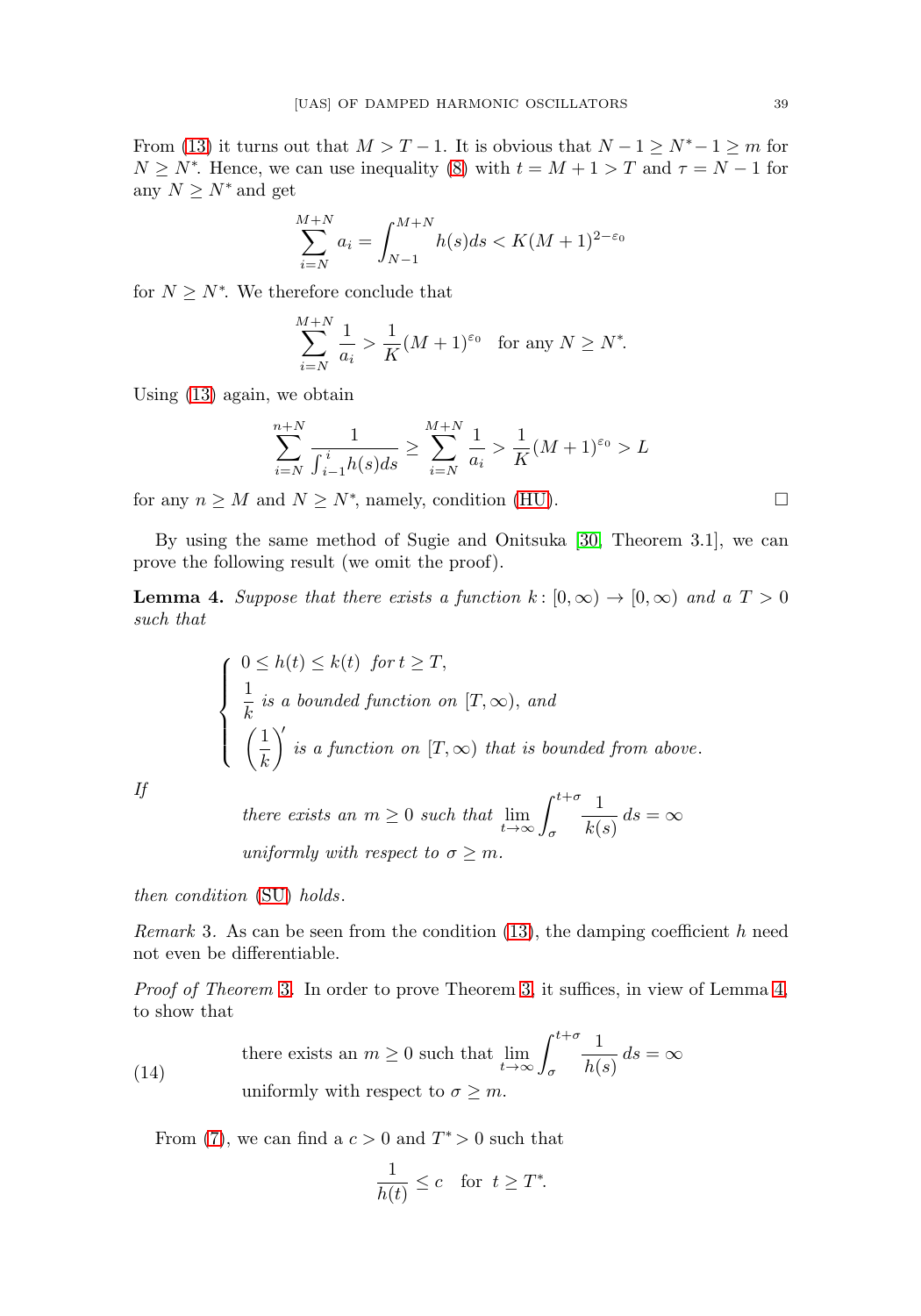From (13) it turns out that $M > T - 1$. It is obvious that $N - 1 \geq N^* - 1 \geq m$ for $N \geq N^*$. Hence, we can use inequality (8) with $t = M + 1 > T$ and $\tau = N - 1$ for any $N \geq N^*$ and get

$$\sum_{i=N}^{M+N} a_i = \int_{N-1}^{M+N} h(s)ds < K(M+1)^{2-\varepsilon_0}$$

for $N \geq N^*$. We therefore conclude that

$$\sum_{i=N}^{M+N} \frac{1}{a_i} > \frac{1}{K}(M+1)^{\varepsilon_0} \quad \text{for any } N \geq N^*.$$

Using (13) again, we obtain

$$\sum_{i=N}^{n+N} \frac{1}{\int_{i-1}^{i} h(s)ds} \geq \sum_{i=N}^{M+N} \frac{1}{a_i} > \frac{1}{K}(M+1)^{\varepsilon_0} > L$$

for any $n \geq M$ and $N \geq N^*$, namely, condition (HU). $\square$

By using the same method of Sugie and Onitsuka [30, Theorem 3.1], we can prove the following result (we omit the proof).

**Lemma 4.** *Suppose that there exists a function $k\colon [0,\infty) \to [0,\infty)$ and a $T > 0$ such that*

$$\begin{cases} 0 \leq h(t) \leq k(t) \;\; \textit{for } t \geq T, \\ \dfrac{1}{k} \textit{ is a bounded function on } [T,\infty), \textit{ and} \\ \left(\dfrac{1}{k}\right)' \textit{ is a function on } [T,\infty) \textit{ that is bounded from above.} \end{cases}$$

*If*

$$\textit{there exists an } m \geq 0 \textit{ such that } \lim_{t\to\infty} \int_{\sigma}^{t+\sigma} \frac{1}{k(s)}\, ds = \infty$$
$$\textit{uniformly with respect to } \sigma \geq m.$$

*then condition (SU) holds.*

*Remark* 3. As can be seen from the condition (13), the damping coefficient $h$ need not even be differentiable.

*Proof of Theorem 3.* In order to prove Theorem 3, it suffices, in view of Lemma 4, to show that

$$\text{there exists an } m \geq 0 \text{ such that } \lim_{t\to\infty} \int_{\sigma}^{t+\sigma} \frac{1}{h(s)}\, ds = \infty \tag{14}$$
$$\text{uniformly with respect to } \sigma \geq m.$$

From (7), we can find a $c > 0$ and $T^* > 0$ such that

$$\frac{1}{h(t)} \leq c \quad \text{for} \;\; t \geq T^*.$$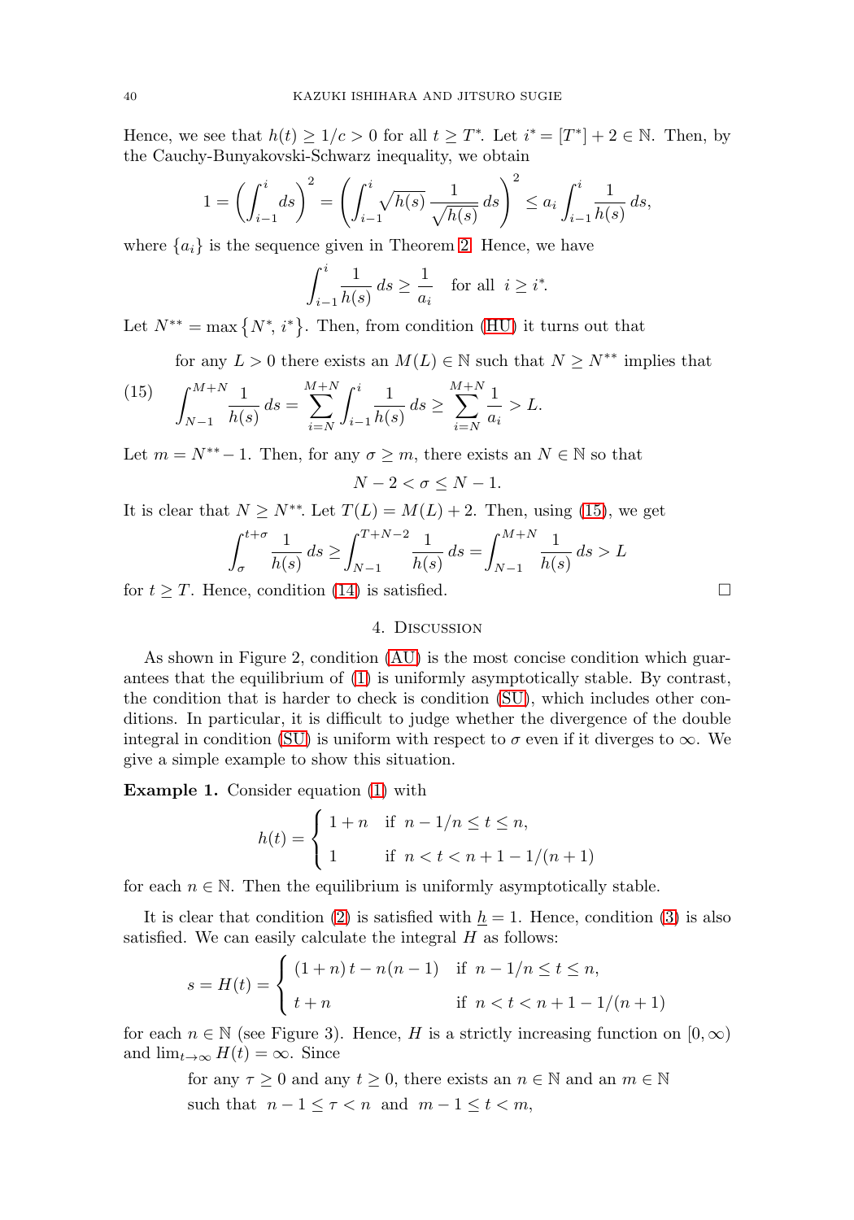Hence, we see that $h(t) \ge 1/c > 0$ for all $t \ge T^*$. Let $i^* = [T^*] + 2 \in \mathbb{N}$. Then, by the Cauchy-Bunyakovski-Schwarz inequality, we obtain

$$1 = \left( \int_{i-1}^{i} ds \right)^2 = \left( \int_{i-1}^{i} \sqrt{h(s)}\, \frac{1}{\sqrt{h(s)}}\, ds \right)^2 \le a_i \int_{i-1}^{i} \frac{1}{h(s)}\, ds,$$

where $\{a_i\}$ is the sequence given in Theorem 2. Hence, we have

$$\int_{i-1}^{i} \frac{1}{h(s)}\, ds \ge \frac{1}{a_i} \quad \text{for all } \ i \ge i^*.$$

Let $N^{**} = \max\{N^*, i^*\}$. Then, from condition (HU) it turns out that

for any $L > 0$ there exists an $M(L) \in \mathbb{N}$ such that $N \ge N^{**}$ implies that

$$\int_{N-1}^{M+N} \frac{1}{h(s)}\, ds = \sum_{i=N}^{M+N} \int_{i-1}^{i} \frac{1}{h(s)}\, ds \ge \sum_{i=N}^{M+N} \frac{1}{a_i} > L. \tag{15}$$

Let $m = N^{**} - 1$. Then, for any $\sigma \ge m$, there exists an $N \in \mathbb{N}$ so that

$$N - 2 < \sigma \le N - 1.$$

It is clear that $N \ge N^{**}$. Let $T(L) = M(L) + 2$. Then, using (15), we get

$$\int_{\sigma}^{t+\sigma} \frac{1}{h(s)}\, ds \ge \int_{N-1}^{T+N-2} \frac{1}{h(s)}\, ds = \int_{N-1}^{M+N} \frac{1}{h(s)}\, ds > L$$

for $t \ge T$. Hence, condition (14) is satisfied. □

## 4. Discussion

As shown in Figure 2, condition (AU) is the most concise condition which guarantees that the equilibrium of (1) is uniformly asymptotically stable. By contrast, the condition that is harder to check is condition (SU), which includes other conditions. In particular, it is difficult to judge whether the divergence of the double integral in condition (SU) is uniform with respect to $\sigma$ even if it diverges to $\infty$. We give a simple example to show this situation.

**Example 1.** Consider equation (1) with

$$h(t) = \begin{cases} 1 + n & \text{if } \ n - 1/n \le t \le n, \\ 1 & \text{if } \ n < t < n + 1 - 1/(n+1) \end{cases}$$

for each $n \in \mathbb{N}$. Then the equilibrium is uniformly asymptotically stable.

It is clear that condition (2) is satisfied with $\underline{h} = 1$. Hence, condition (3) is also satisfied. We can easily calculate the integral $H$ as follows:

$$s = H(t) = \begin{cases} (1+n)\,t - n(n-1) & \text{if } \ n - 1/n \le t \le n, \\ t + n & \text{if } \ n < t < n + 1 - 1/(n+1) \end{cases}$$

for each $n \in \mathbb{N}$ (see Figure 3). Hence, $H$ is a strictly increasing function on $[0, \infty)$ and $\lim_{t\to\infty} H(t) = \infty$. Since

for any $\tau \ge 0$ and any $t \ge 0$, there exists an $n \in \mathbb{N}$ and an $m \in \mathbb{N}$ such that $n - 1 \le \tau < n$ and $m - 1 \le t < m$,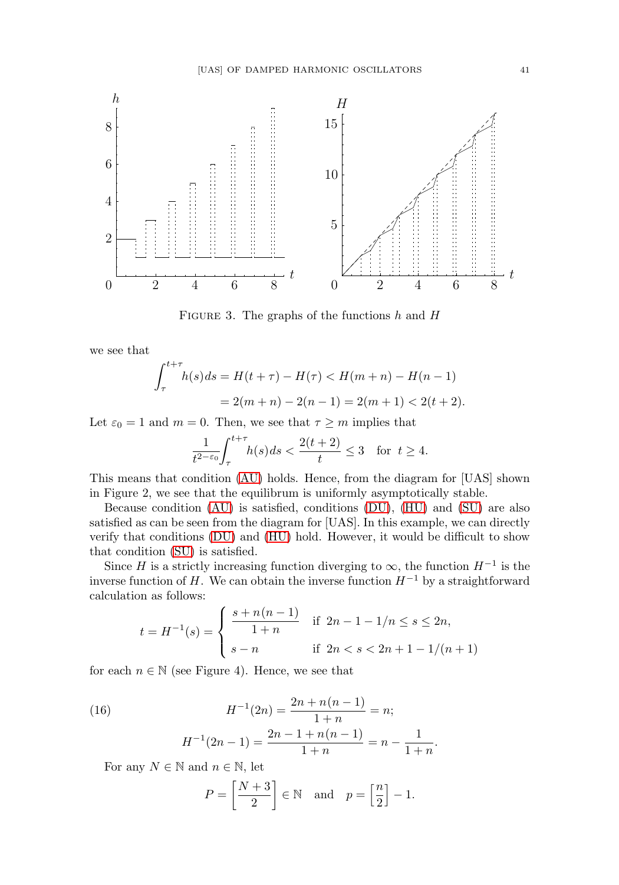FIGURE 3. The graphs of the functions $h$ and $H$

we see that

$$\int_{\tau}^{t+\tau} h(s)ds = H(t+\tau) - H(\tau) < H(m+n) - H(n-1)$$
$$= 2(m+n) - 2(n-1) = 2(m+1) < 2(t+2).$$

Let $\varepsilon_0 = 1$ and $m = 0$. Then, we see that $\tau \geq m$ implies that

$$\frac{1}{t^{2-\varepsilon_0}}\int_{\tau}^{t+\tau} h(s)ds < \frac{2(t+2)}{t} \leq 3 \quad \text{for } t \geq 4.$$

This means that condition (AU) holds. Hence, from the diagram for [UAS] shown in Figure 2, we see that the equilibrum is uniformly asymptotically stable.

Because condition (AU) is satisfied, conditions (DU), (HU) and (SU) are also satisfied as can be seen from the diagram for [UAS]. In this example, we can directly verify that conditions (DU) and (HU) hold. However, it would be difficult to show that condition (SU) is satisfied.

Since $H$ is a strictly increasing function diverging to $\infty$, the function $H^{-1}$ is the inverse function of $H$. We can obtain the inverse function $H^{-1}$ by a straightforward calculation as follows:

$$t = H^{-1}(s) = \begin{cases} \dfrac{s + n(n-1)}{1+n} & \text{if } 2n - 1 - 1/n \leq s \leq 2n, \\ s - n & \text{if } 2n < s < 2n + 1 - 1/(n+1) \end{cases}$$

for each $n \in \mathbb{N}$ (see Figure 4). Hence, we see that

$$H^{-1}(2n) = \frac{2n + n(n-1)}{1+n} = n; \tag{16}$$

$$H^{-1}(2n-1) = \frac{2n - 1 + n(n-1)}{1+n} = n - \frac{1}{1+n}.$$

For any $N \in \mathbb{N}$ and $n \in \mathbb{N}$, let

$$P = \left[\frac{N+3}{2}\right] \in \mathbb{N} \quad \text{and} \quad p = \left[\frac{n}{2}\right] - 1.$$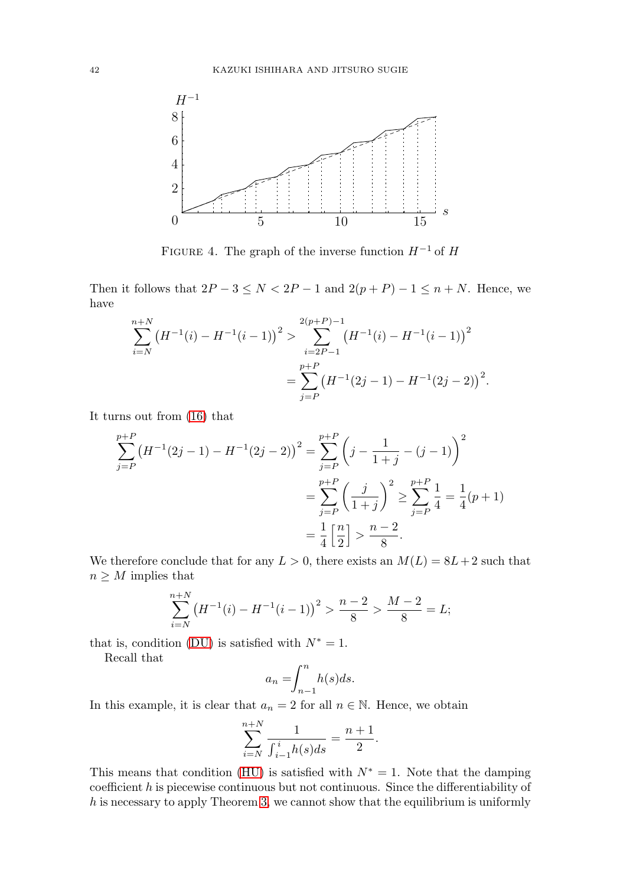FIGURE 4. The graph of the inverse function $H^{-1}$ of $H$

Then it follows that $2P-3 \le N < 2P-1$ and $2(p+P)-1 \le n+N$. Hence, we have

$$\sum_{i=N}^{n+N} \left(H^{-1}(i) - H^{-1}(i-1)\right)^2 > \sum_{i=2P-1}^{2(p+P)-1} \left(H^{-1}(i) - H^{-1}(i-1)\right)^2$$
$$= \sum_{j=P}^{p+P} \left(H^{-1}(2j-1) - H^{-1}(2j-2)\right)^2.$$

It turns out from (16) that

$$\sum_{j=P}^{p+P} \left(H^{-1}(2j-1) - H^{-1}(2j-2)\right)^2 = \sum_{j=P}^{p+P} \left(j - \frac{1}{1+j} - (j-1)\right)^2$$
$$= \sum_{j=P}^{p+P} \left(\frac{j}{1+j}\right)^2 \ge \sum_{j=P}^{p+P} \frac{1}{4} = \frac{1}{4}(p+1)$$
$$= \frac{1}{4}\left[\frac{n}{2}\right] > \frac{n-2}{8}.$$

We therefore conclude that for any $L > 0$, there exists an $M(L) = 8L + 2$ such that $n \ge M$ implies that

$$\sum_{i=N}^{n+N} \left(H^{-1}(i) - H^{-1}(i-1)\right)^2 > \frac{n-2}{8} > \frac{M-2}{8} = L;$$

that is, condition (DU) is satisfied with $N^* = 1$.

Recall that

$$a_n = \int_{n-1}^{n} h(s)ds.$$

In this example, it is clear that $a_n = 2$ for all $n \in \mathbb{N}$. Hence, we obtain

$$\sum_{i=N}^{n+N} \frac{1}{\int_{i-1}^{i} h(s)ds} = \frac{n+1}{2}.$$

This means that condition (HU) is satisfied with $N^* = 1$. Note that the damping coefficient $h$ is piecewise continuous but not continuous. Since the differentiability of $h$ is necessary to apply Theorem 3, we cannot show that the equilibrium is uniformly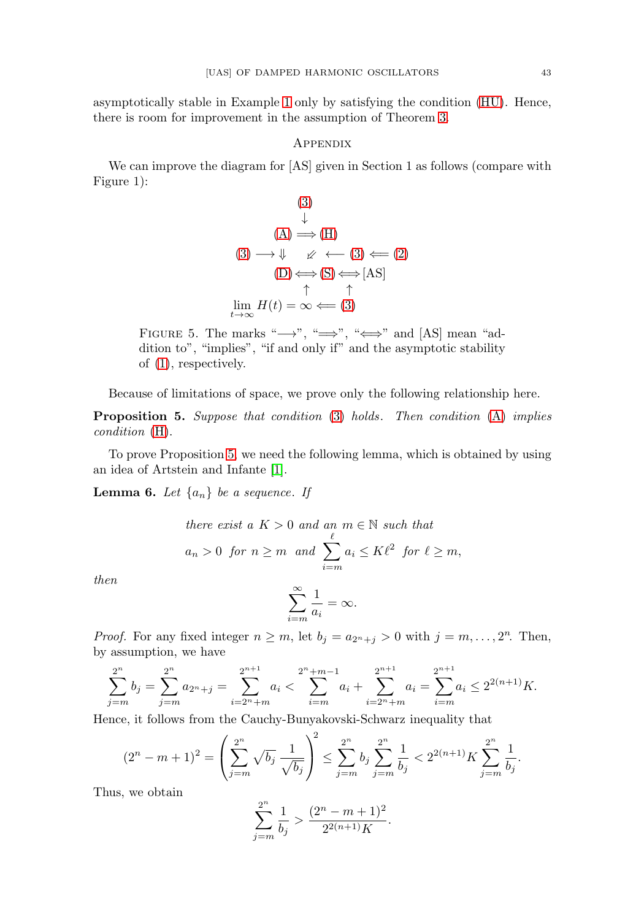asymptotically stable in Example 1 only by satisfying the condition (HU). Hence, there is room for improvement in the assumption of Theorem 3.

## Appendix

We can improve the diagram for [AS] given in Section 1 as follows (compare with Figure 1):

$$
\begin{array}{ccccc}
 & (3) & & & \\
 & \downarrow & & & \\
 & \text{(A)} \Longrightarrow \text{(H)} & & & \\
(3) \longrightarrow \Downarrow & \quad \swarrow\!\!\!\!\swarrow \;\longleftarrow & (3) & \Longleftarrow & (2) \\
 & \text{(D)} \Longleftrightarrow \text{(S)} \Longleftrightarrow \text{[AS]} & & & \\
 & \uparrow \qquad \uparrow & & & \\
 & \lim_{t\to\infty} H(t) = \infty \Longleftarrow (3) & & & 
\end{array}
$$

Figure 5. The marks "$\longrightarrow$", "$\Longrightarrow$", "$\Longleftrightarrow$" and [AS] mean "addition to", "implies", "if and only if" and the asymptotic stability of (1), respectively.

Because of limitations of space, we prove only the following relationship here.

**Proposition 5.** *Suppose that condition (3) holds. Then condition (A) implies condition (H).*

To prove Proposition 5, we need the following lemma, which is obtained by using an idea of Artstein and Infante [1].

**Lemma 6.** *Let $\{a_n\}$ be a sequence. If*

$$
\begin{gathered}
\text{there exist a } K > 0 \text{ and an } m \in \mathbb{N} \text{ such that} \\
a_n > 0 \text{ for } n \geq m \text{ and } \sum_{i=m}^{\ell} a_i \leq K\ell^2 \text{ for } \ell \geq m,
\end{gathered}
$$

*then*

$$
\sum_{i=m}^{\infty} \frac{1}{a_i} = \infty.
$$

*Proof.* For any fixed integer $n \geq m$, let $b_j = a_{2^n+j} > 0$ with $j = m, \ldots, 2^n$. Then, by assumption, we have

$$
\sum_{j=m}^{2^n} b_j = \sum_{j=m}^{2^n} a_{2^n+j} = \sum_{i=2^n+m}^{2^{n+1}} a_i < \sum_{i=m}^{2^n+m-1} a_i + \sum_{i=2^n+m}^{2^{n+1}} a_i = \sum_{i=m}^{2^{n+1}} a_i \leq 2^{2(n+1)}K.
$$

Hence, it follows from the Cauchy-Bunyakovski-Schwarz inequality that

$$
(2^n - m + 1)^2 = \left( \sum_{j=m}^{2^n} \sqrt{b_j}\, \frac{1}{\sqrt{b_j}} \right)^2 \leq \sum_{j=m}^{2^n} b_j \sum_{j=m}^{2^n} \frac{1}{b_j} < 2^{2(n+1)}K \sum_{j=m}^{2^n} \frac{1}{b_j}.
$$

Thus, we obtain

$$
\sum_{j=m}^{2^n} \frac{1}{b_j} > \frac{(2^n - m + 1)^2}{2^{2(n+1)}K}.
$$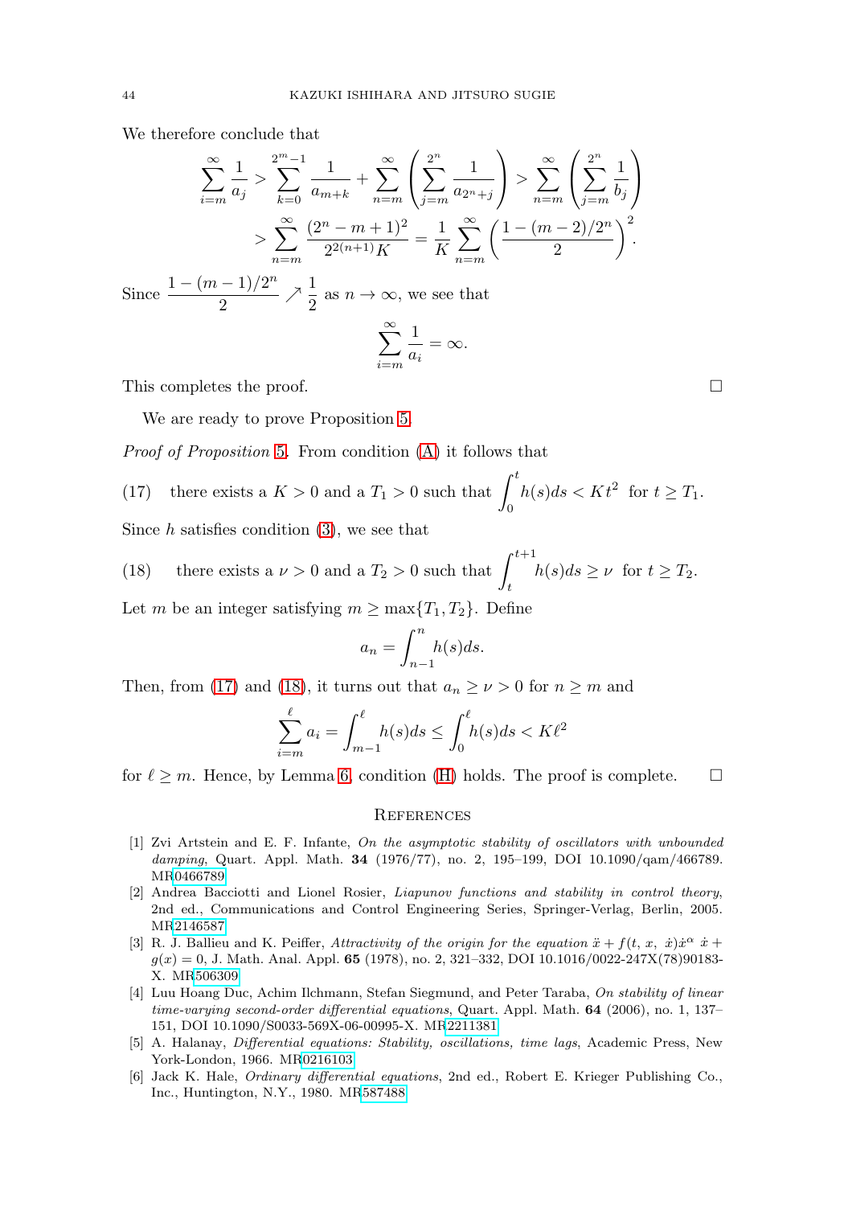We therefore conclude that

$$\sum_{i=m}^{\infty} \frac{1}{a_j} > \sum_{k=0}^{2^m-1} \frac{1}{a_{m+k}} + \sum_{n=m}^{\infty} \left( \sum_{j=m}^{2^n} \frac{1}{a_{2^n+j}} \right) > \sum_{n=m}^{\infty} \left( \sum_{j=m}^{2^n} \frac{1}{b_j} \right)$$

$$> \sum_{n=m}^{\infty} \frac{(2^n - m + 1)^2}{2^{2(n+1)} K} = \frac{1}{K} \sum_{n=m}^{\infty} \left( \frac{1 - (m-2)/2^n}{2} \right)^2.$$

Since $\dfrac{1-(m-1)/2^n}{2} \nearrow \dfrac{1}{2}$ as $n \to \infty$, we see that

$$\sum_{i=m}^{\infty} \frac{1}{a_i} = \infty.$$

This completes the proof. □

We are ready to prove Proposition 5.

*Proof of Proposition* 5. From condition (A) it follows that

(17) there exists a $K > 0$ and a $T_1 > 0$ such that $\displaystyle\int_0^t h(s)ds < Kt^2$ for $t \geq T_1$.

Since $h$ satisfies condition (3), we see that

(18) there exists a $\nu > 0$ and a $T_2 > 0$ such that $\displaystyle\int_t^{t+1} h(s)ds \geq \nu$ for $t \geq T_2$.

Let $m$ be an integer satisfying $m \geq \max\{T_1, T_2\}$. Define

$$a_n = \int_{n-1}^{n} h(s)ds.$$

Then, from (17) and (18), it turns out that $a_n \geq \nu > 0$ for $n \geq m$ and

$$\sum_{i=m}^{\ell} a_i = \int_{m-1}^{\ell} h(s)ds \leq \int_0^{\ell} h(s)ds < K\ell^2$$

for $\ell \geq m$. Hence, by Lemma 6, condition (H) holds. The proof is complete. □

## References

[1] Zvi Artstein and E. F. Infante, *On the asymptotic stability of oscillators with unbounded damping*, Quart. Appl. Math. **34** (1976/77), no. 2, 195–199, DOI 10.1090/qam/466789. MR0466789

[2] Andrea Bacciotti and Lionel Rosier, *Liapunov functions and stability in control theory*, 2nd ed., Communications and Control Engineering Series, Springer-Verlag, Berlin, 2005. MR2146587

[3] R. J. Ballieu and K. Peiffer, *Attractivity of the origin for the equation $\ddot{x} + f(t, x, \dot{x})\dot{x}^{\alpha}\, \dot{x} + g(x) = 0$*, J. Math. Anal. Appl. **65** (1978), no. 2, 321–332, DOI 10.1016/0022-247X(78)90183-X. MR506309

[4] Luu Hoang Duc, Achim Ilchmann, Stefan Siegmund, and Peter Taraba, *On stability of linear time-varying second-order differential equations*, Quart. Appl. Math. **64** (2006), no. 1, 137–151, DOI 10.1090/S0033-569X-06-00995-X. MR2211381

[5] A. Halanay, *Differential equations: Stability, oscillations, time lags*, Academic Press, New York-London, 1966. MR0216103

[6] Jack K. Hale, *Ordinary differential equations*, 2nd ed., Robert E. Krieger Publishing Co., Inc., Huntington, N.Y., 1980. MR587488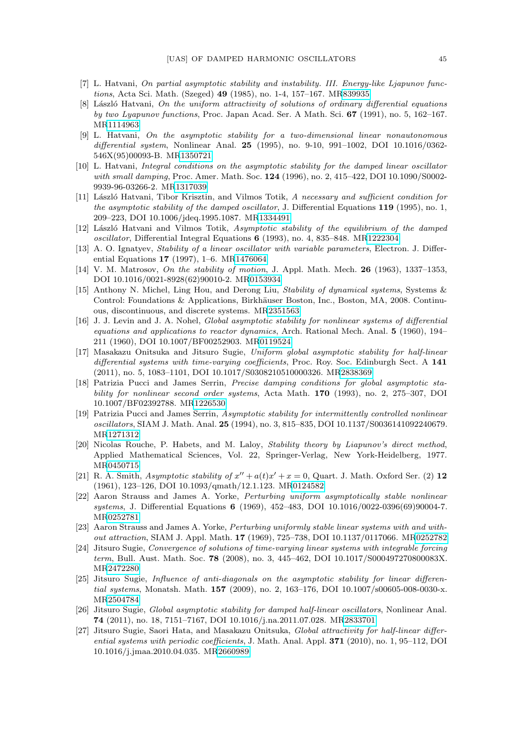[7] L. Hatvani, *On partial asymptotic stability and instability. III. Energy-like Ljapunov functions*, Acta Sci. Math. (Szeged) **49** (1985), no. 1-4, 157–167. MR839935

[8] László Hatvani, *On the uniform attractivity of solutions of ordinary differential equations by two Lyapunov functions*, Proc. Japan Acad. Ser. A Math. Sci. **67** (1991), no. 5, 162–167. MR1114963

[9] L. Hatvani, *On the asymptotic stability for a two-dimensional linear nonautonomous differential system*, Nonlinear Anal. **25** (1995), no. 9-10, 991–1002, DOI 10.1016/0362-546X(95)00093-B. MR1350721

[10] L. Hatvani, *Integral conditions on the asymptotic stability for the damped linear oscillator with small damping*, Proc. Amer. Math. Soc. **124** (1996), no. 2, 415–422, DOI 10.1090/S0002-9939-96-03266-2. MR1317039

[11] László Hatvani, Tibor Krisztin, and Vilmos Totik, *A necessary and sufficient condition for the asymptotic stability of the damped oscillator*, J. Differential Equations **119** (1995), no. 1, 209–223, DOI 10.1006/jdeq.1995.1087. MR1334491

[12] László Hatvani and Vilmos Totik, *Asymptotic stability of the equilibrium of the damped oscillator*, Differential Integral Equations **6** (1993), no. 4, 835–848. MR1222304

[13] A. O. Ignatyev, *Stability of a linear oscillator with variable parameters*, Electron. J. Differential Equations **17** (1997), 1–6. MR1476064

[14] V. M. Matrosov, *On the stability of motion*, J. Appl. Math. Mech. **26** (1963), 1337–1353, DOI 10.1016/0021-8928(62)90010-2. MR0153934

[15] Anthony N. Michel, Ling Hou, and Derong Liu, *Stability of dynamical systems*, Systems & Control: Foundations & Applications, Birkhäuser Boston, Inc., Boston, MA, 2008. Continuous, discontinuous, and discrete systems. MR2351563

[16] J. J. Levin and J. A. Nohel, *Global asymptotic stability for nonlinear systems of differential equations and applications to reactor dynamics*, Arch. Rational Mech. Anal. **5** (1960), 194–211 (1960), DOI 10.1007/BF00252903. MR0119524

[17] Masakazu Onitsuka and Jitsuro Sugie, *Uniform global asymptotic stability for half-linear differential systems with time-varying coefficients*, Proc. Roy. Soc. Edinburgh Sect. A **141** (2011), no. 5, 1083–1101, DOI 10.1017/S0308210510000326. MR2838369

[18] Patrizia Pucci and James Serrin, *Precise damping conditions for global asymptotic stability for nonlinear second order systems*, Acta Math. **170** (1993), no. 2, 275–307, DOI 10.1007/BF02392788. MR1226530

[19] Patrizia Pucci and James Serrin, *Asymptotic stability for intermittently controlled nonlinear oscillators*, SIAM J. Math. Anal. **25** (1994), no. 3, 815–835, DOI 10.1137/S0036141092240679. MR1271312

[20] Nicolas Rouche, P. Habets, and M. Laloy, *Stability theory by Liapunov's direct method*, Applied Mathematical Sciences, Vol. 22, Springer-Verlag, New York-Heidelberg, 1977. MR0450715

[21] R. A. Smith, *Asymptotic stability of $x'' + a(t)x' + x = 0$*, Quart. J. Math. Oxford Ser. (2) **12** (1961), 123–126, DOI 10.1093/qmath/12.1.123. MR0124582

[22] Aaron Strauss and James A. Yorke, *Perturbing uniform asymptotically stable nonlinear systems*, J. Differential Equations **6** (1969), 452–483, DOI 10.1016/0022-0396(69)90004-7. MR0252781

[23] Aaron Strauss and James A. Yorke, *Perturbing uniformly stable linear systems with and without attraction*, SIAM J. Appl. Math. **17** (1969), 725–738, DOI 10.1137/0117066. MR0252782

[24] Jitsuro Sugie, *Convergence of solutions of time-varying linear systems with integrable forcing term*, Bull. Aust. Math. Soc. **78** (2008), no. 3, 445–462, DOI 10.1017/S000497270800083X. MR2472280

[25] Jitsuro Sugie, *Influence of anti-diagonals on the asymptotic stability for linear differential systems*, Monatsh. Math. **157** (2009), no. 2, 163–176, DOI 10.1007/s00605-008-0030-x. MR2504784

[26] Jitsuro Sugie, *Global asymptotic stability for damped half-linear oscillators*, Nonlinear Anal. **74** (2011), no. 18, 7151–7167, DOI 10.1016/j.na.2011.07.028. MR2833701

[27] Jitsuro Sugie, Saori Hata, and Masakazu Onitsuka, *Global attractivity for half-linear differential systems with periodic coefficients*, J. Math. Anal. Appl. **371** (2010), no. 1, 95–112, DOI 10.1016/j.jmaa.2010.04.035. MR2660989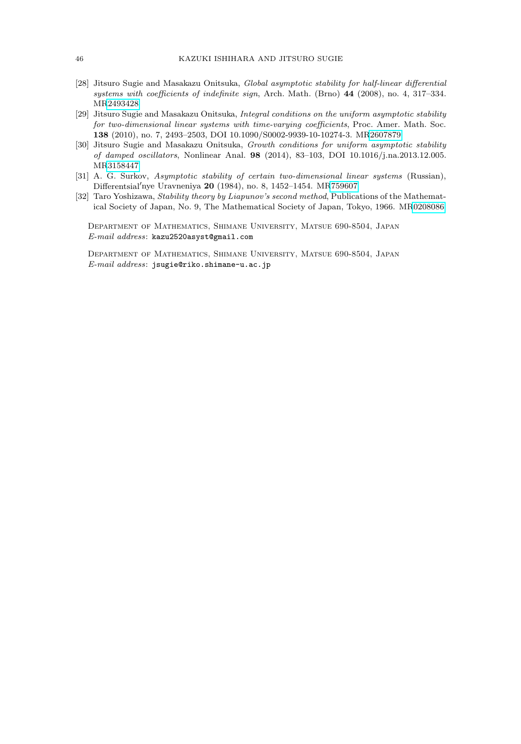[28] Jitsuro Sugie and Masakazu Onitsuka, *Global asymptotic stability for half-linear differential systems with coefficients of indefinite sign*, Arch. Math. (Brno) **44** (2008), no. 4, 317–334. MR2493428

[29] Jitsuro Sugie and Masakazu Onitsuka, *Integral conditions on the uniform asymptotic stability for two-dimensional linear systems with time-varying coefficients*, Proc. Amer. Math. Soc. **138** (2010), no. 7, 2493–2503, DOI 10.1090/S0002-9939-10-10274-3. MR2607879

[30] Jitsuro Sugie and Masakazu Onitsuka, *Growth conditions for uniform asymptotic stability of damped oscillators*, Nonlinear Anal. **98** (2014), 83–103, DOI 10.1016/j.na.2013.12.005. MR3158447

[31] A. G. Surkov, *Asymptotic stability of certain two-dimensional linear systems* (Russian), Differentsial′nye Uravneniya **20** (1984), no. 8, 1452–1454. MR759607

[32] Taro Yoshizawa, *Stability theory by Liapunov's second method*, Publications of the Mathematical Society of Japan, No. 9, The Mathematical Society of Japan, Tokyo, 1966. MR0208086

Department of Mathematics, Shimane University, Matsue 690-8504, Japan
*E-mail address*: kazu2520asyst@gmail.com

Department of Mathematics, Shimane University, Matsue 690-8504, Japan
*E-mail address*: jsugie@riko.shimane-u.ac.jp